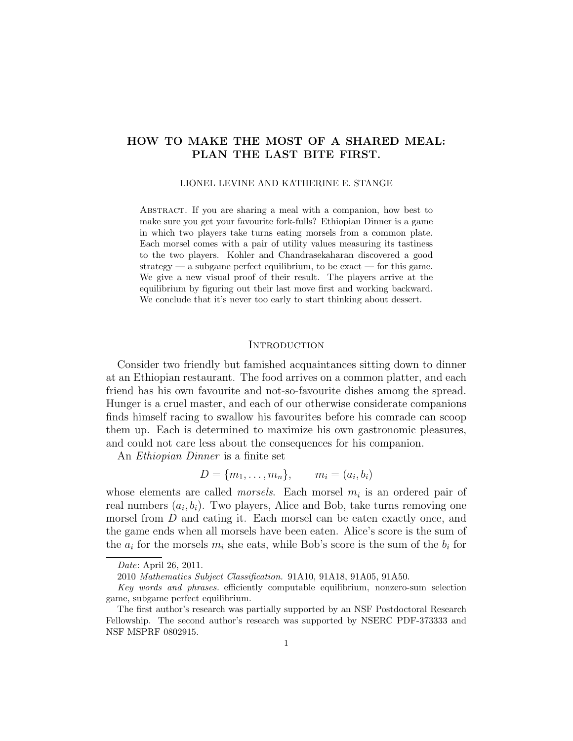# HOW TO MAKE THE MOST OF A SHARED MEAL: PLAN THE LAST BITE FIRST.

LIONEL LEVINE AND KATHERINE E. STANGE

Abstract. If you are sharing a meal with a companion, how best to make sure you get your favourite fork-fulls? Ethiopian Dinner is a game in which two players take turns eating morsels from a common plate. Each morsel comes with a pair of utility values measuring its tastiness to the two players. Kohler and Chandrasekaharan discovered a good strategy — a subgame perfect equilibrium, to be exact — for this game. We give a new visual proof of their result. The players arrive at the equilibrium by figuring out their last move first and working backward. We conclude that it's never too early to start thinking about dessert.

## Introduction

Consider two friendly but famished acquaintances sitting down to dinner at an Ethiopian restaurant. The food arrives on a common platter, and each friend has his own favourite and not-so-favourite dishes among the spread. Hunger is a cruel master, and each of our otherwise considerate companions finds himself racing to swallow his favourites before his comrade can scoop them up. Each is determined to maximize his own gastronomic pleasures, and could not care less about the consequences for his companion.

An *Ethiopian Dinner* is a finite set

$$D = \{m_1, \ldots, m_n\}, \qquad m_i = (a_i, b_i)$$

whose elements are called *morsels*. Each morsel $m_i$ is an ordered pair of real numbers $(a_i, b_i)$. Two players, Alice and Bob, take turns removing one morsel from $D$ and eating it. Each morsel can be eaten exactly once, and the game ends when all morsels have been eaten. Alice's score is the sum of the $a_i$ for the morsels $m_i$ she eats, while Bob's score is the sum of the $b_i$ for

---

*Date*: April 26, 2011.

2010 *Mathematics Subject Classification.* 91A10, 91A18, 91A05, 91A50.

*Key words and phrases.* efficiently computable equilibrium, nonzero-sum selection game, subgame perfect equilibrium.

The first author's research was partially supported by an NSF Postdoctoral Research Fellowship. The second author's research was supported by NSERC PDF-373333 and NSF MSPRF 0802915.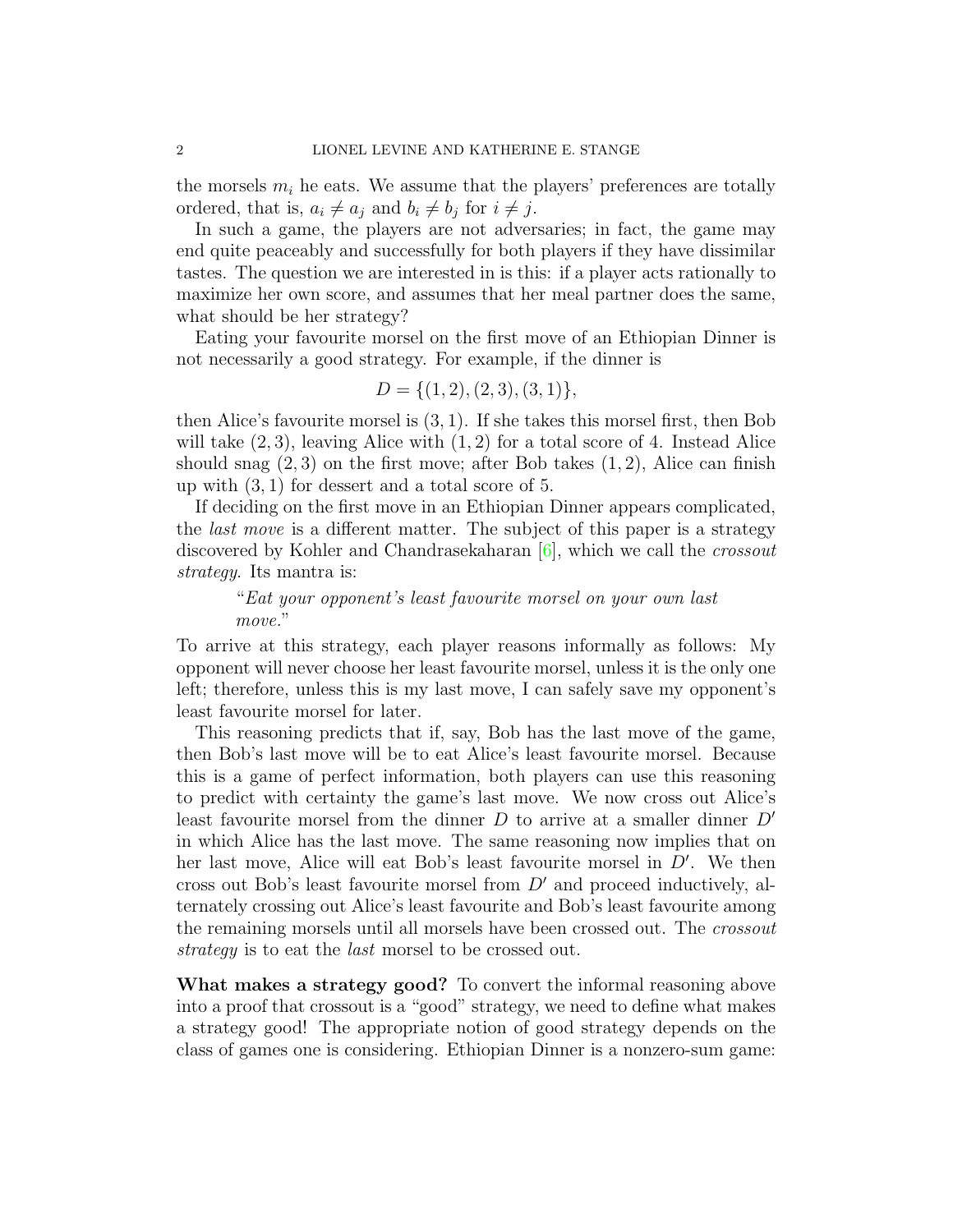the morsels $m_i$ he eats. We assume that the players' preferences are totally ordered, that is, $a_i \neq a_j$ and $b_i \neq b_j$ for $i \neq j$.

In such a game, the players are not adversaries; in fact, the game may end quite peaceably and successfully for both players if they have dissimilar tastes. The question we are interested in is this: if a player acts rationally to maximize her own score, and assumes that her meal partner does the same, what should be her strategy?

Eating your favourite morsel on the first move of an Ethiopian Dinner is not necessarily a good strategy. For example, if the dinner is

$$D = \{(1, 2), (2, 3), (3, 1)\},$$

then Alice's favourite morsel is $(3, 1)$. If she takes this morsel first, then Bob will take $(2, 3)$, leaving Alice with $(1, 2)$ for a total score of 4. Instead Alice should snag $(2, 3)$ on the first move; after Bob takes $(1, 2)$, Alice can finish up with $(3, 1)$ for dessert and a total score of 5.

If deciding on the first move in an Ethiopian Dinner appears complicated, the *last move* is a different matter. The subject of this paper is a strategy discovered by Kohler and Chandrasekaharan [6], which we call the *crossout strategy*. Its mantra is:

> "*Eat your opponent's least favourite morsel on your own last move.*"

To arrive at this strategy, each player reasons informally as follows: My opponent will never choose her least favourite morsel, unless it is the only one left; therefore, unless this is my last move, I can safely save my opponent's least favourite morsel for later.

This reasoning predicts that if, say, Bob has the last move of the game, then Bob's last move will be to eat Alice's least favourite morsel. Because this is a game of perfect information, both players can use this reasoning to predict with certainty the game's last move. We now cross out Alice's least favourite morsel from the dinner $D$ to arrive at a smaller dinner $D'$ in which Alice has the last move. The same reasoning now implies that on her last move, Alice will eat Bob's least favourite morsel in $D'$. We then cross out Bob's least favourite morsel from $D'$ and proceed inductively, alternately crossing out Alice's least favourite and Bob's least favourite among the remaining morsels until all morsels have been crossed out. The *crossout strategy* is to eat the *last* morsel to be crossed out.

**What makes a strategy good?** To convert the informal reasoning above into a proof that crossout is a "good" strategy, we need to define what makes a strategy good! The appropriate notion of good strategy depends on the class of games one is considering. Ethiopian Dinner is a nonzero-sum game: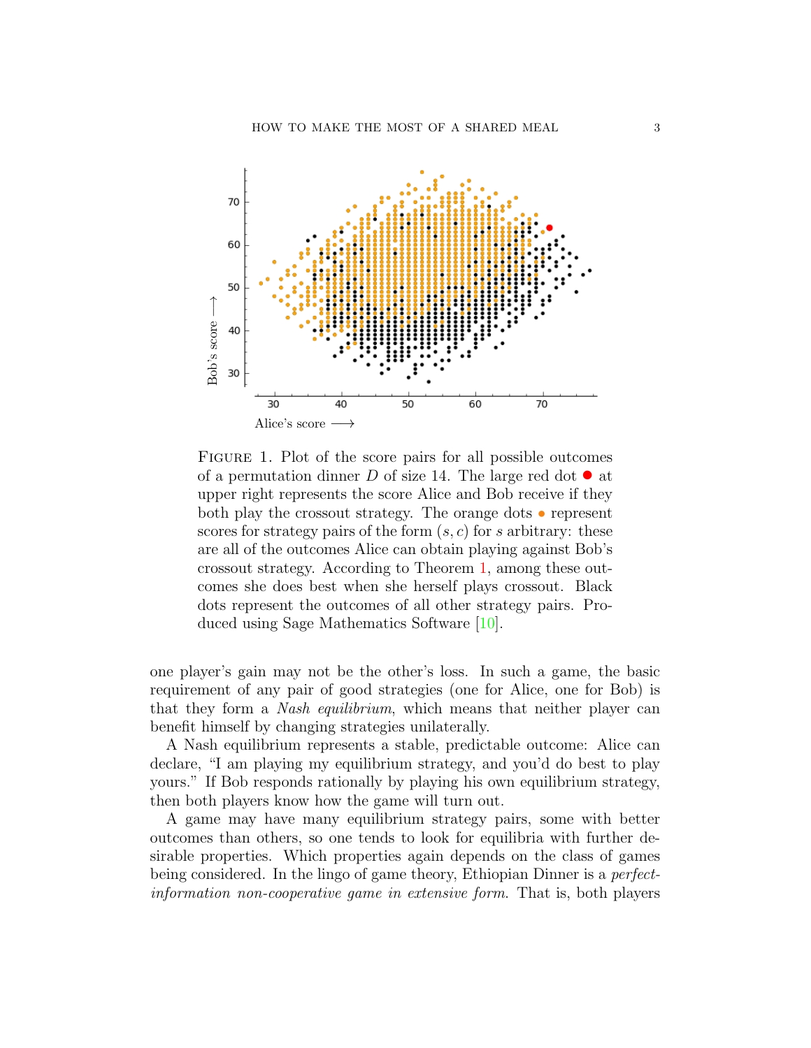FIGURE 1. Plot of the score pairs for all possible outcomes of a permutation dinner $D$ of size 14. The large red dot ● at upper right represents the score Alice and Bob receive if they both play the crossout strategy. The orange dots • represent scores for strategy pairs of the form $(s, c)$ for $s$ arbitrary: these are all of the outcomes Alice can obtain playing against Bob's crossout strategy. According to Theorem 1, among these outcomes she does best when she herself plays crossout. Black dots represent the outcomes of all other strategy pairs. Produced using Sage Mathematics Software [10].

one player's gain may not be the other's loss. In such a game, the basic requirement of any pair of good strategies (one for Alice, one for Bob) is that they form a *Nash equilibrium*, which means that neither player can benefit himself by changing strategies unilaterally.

A Nash equilibrium represents a stable, predictable outcome: Alice can declare, "I am playing my equilibrium strategy, and you'd do best to play yours." If Bob responds rationally by playing his own equilibrium strategy, then both players know how the game will turn out.

A game may have many equilibrium strategy pairs, some with better outcomes than others, so one tends to look for equilibria with further desirable properties. Which properties again depends on the class of games being considered. In the lingo of game theory, Ethiopian Dinner is a *perfect-information non-cooperative game in extensive form*. That is, both players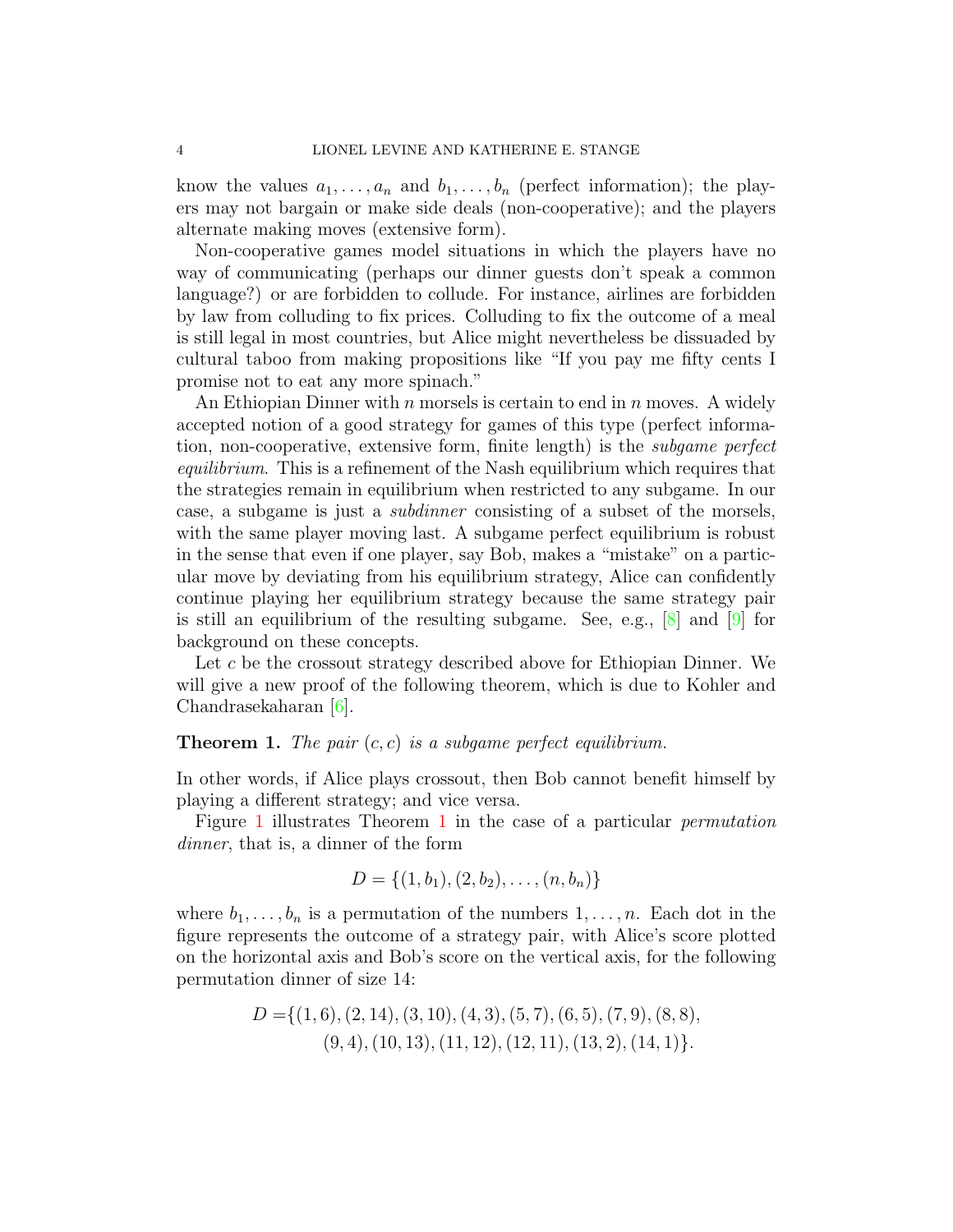know the values $a_1, \ldots, a_n$ and $b_1, \ldots, b_n$ (perfect information); the players may not bargain or make side deals (non-cooperative); and the players alternate making moves (extensive form).

Non-cooperative games model situations in which the players have no way of communicating (perhaps our dinner guests don't speak a common language?) or are forbidden to collude. For instance, airlines are forbidden by law from colluding to fix prices. Colluding to fix the outcome of a meal is still legal in most countries, but Alice might nevertheless be dissuaded by cultural taboo from making propositions like "If you pay me fifty cents I promise not to eat any more spinach."

An Ethiopian Dinner with $n$ morsels is certain to end in $n$ moves. A widely accepted notion of a good strategy for games of this type (perfect information, non-cooperative, extensive form, finite length) is the *subgame perfect equilibrium*. This is a refinement of the Nash equilibrium which requires that the strategies remain in equilibrium when restricted to any subgame. In our case, a subgame is just a *subdinner* consisting of a subset of the morsels, with the same player moving last. A subgame perfect equilibrium is robust in the sense that even if one player, say Bob, makes a "mistake" on a particular move by deviating from his equilibrium strategy, Alice can confidently continue playing her equilibrium strategy because the same strategy pair is still an equilibrium of the resulting subgame. See, e.g., [8] and [9] for background on these concepts.

Let $c$ be the crossout strategy described above for Ethiopian Dinner. We will give a new proof of the following theorem, which is due to Kohler and Chandrasekaharan [6].

**Theorem 1.** *The pair $(c, c)$ is a subgame perfect equilibrium.*

In other words, if Alice plays crossout, then Bob cannot benefit himself by playing a different strategy; and vice versa.

Figure 1 illustrates Theorem 1 in the case of a particular *permutation dinner*, that is, a dinner of the form

$$D = \{(1, b_1), (2, b_2), \ldots, (n, b_n)\}$$

where $b_1, \ldots, b_n$ is a permutation of the numbers $1, \ldots, n$. Each dot in the figure represents the outcome of a strategy pair, with Alice's score plotted on the horizontal axis and Bob's score on the vertical axis, for the following permutation dinner of size 14:

$$\begin{aligned} D = \{&(1, 6), (2, 14), (3, 10), (4, 3), (5, 7), (6, 5), (7, 9), (8, 8), \\ &(9, 4), (10, 13), (11, 12), (12, 11), (13, 2), (14, 1)\}. \end{aligned}$$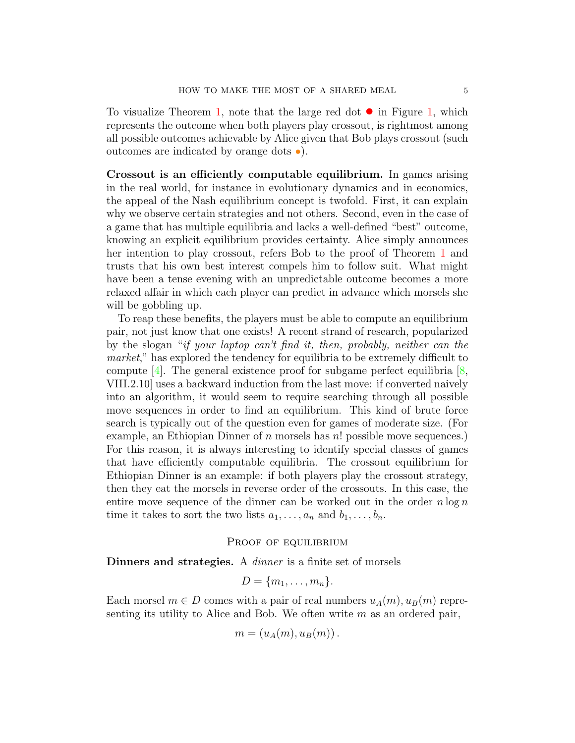To visualize Theorem 1, note that the large red dot ● in Figure 1, which represents the outcome when both players play crossout, is rightmost among all possible outcomes achievable by Alice given that Bob plays crossout (such outcomes are indicated by orange dots •).

**Crossout is an efficiently computable equilibrium.** In games arising in the real world, for instance in evolutionary dynamics and in economics, the appeal of the Nash equilibrium concept is twofold. First, it can explain why we observe certain strategies and not others. Second, even in the case of a game that has multiple equilibria and lacks a well-defined "best" outcome, knowing an explicit equilibrium provides certainty. Alice simply announces her intention to play crossout, refers Bob to the proof of Theorem 1 and trusts that his own best interest compels him to follow suit. What might have been a tense evening with an unpredictable outcome becomes a more relaxed affair in which each player can predict in advance which morsels she will be gobbling up.

To reap these benefits, the players must be able to compute an equilibrium pair, not just know that one exists! A recent strand of research, popularized by the slogan "*if your laptop can't find it, then, probably, neither can the market*," has explored the tendency for equilibria to be extremely difficult to compute [4]. The general existence proof for subgame perfect equilibria [8, VIII.2.10] uses a backward induction from the last move: if converted naively into an algorithm, it would seem to require searching through all possible move sequences in order to find an equilibrium. This kind of brute force search is typically out of the question even for games of moderate size. (For example, an Ethiopian Dinner of $n$ morsels has $n!$ possible move sequences.) For this reason, it is always interesting to identify special classes of games that have efficiently computable equilibria. The crossout equilibrium for Ethiopian Dinner is an example: if both players play the crossout strategy, then they eat the morsels in reverse order of the crossouts. In this case, the entire move sequence of the dinner can be worked out in the order $n \log n$ time it takes to sort the two lists $a_1, \ldots, a_n$ and $b_1, \ldots, b_n$.

## Proof of equilibrium

**Dinners and strategies.** A *dinner* is a finite set of morsels

$$D = \{m_1, \ldots, m_n\}.$$

Each morsel $m \in D$ comes with a pair of real numbers $u_A(m), u_B(m)$ representing its utility to Alice and Bob. We often write $m$ as an ordered pair,

$$m = (u_A(m), u_B(m)).$$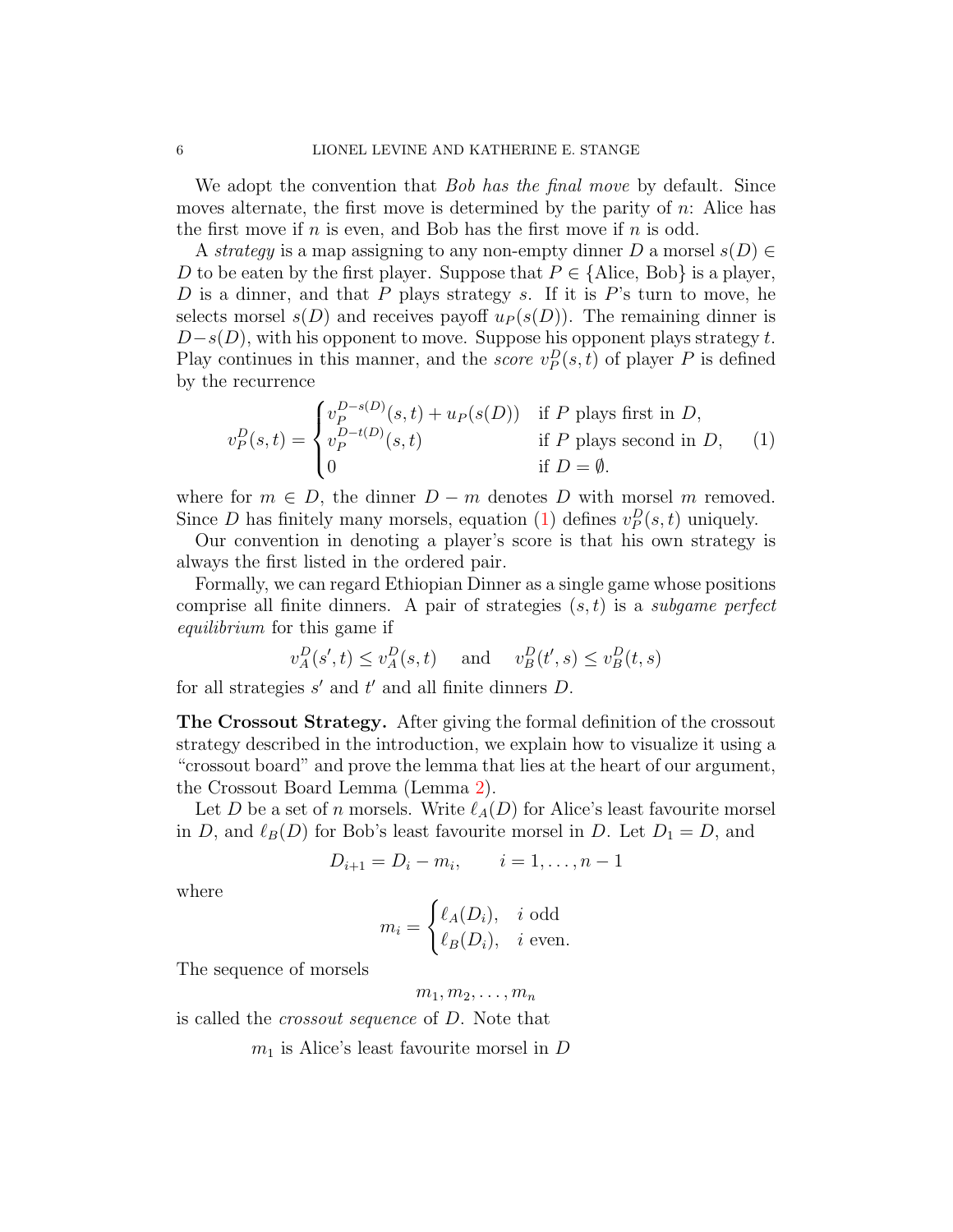We adopt the convention that *Bob has the final move* by default. Since moves alternate, the first move is determined by the parity of $n$: Alice has the first move if $n$ is even, and Bob has the first move if $n$ is odd.

A *strategy* is a map assigning to any non-empty dinner $D$ a morsel $s(D) \in D$ to be eaten by the first player. Suppose that $P \in \{\text{Alice, Bob}\}$ is a player, $D$ is a dinner, and that $P$ plays strategy $s$. If it is $P$'s turn to move, he selects morsel $s(D)$ and receives payoff $u_P(s(D))$. The remaining dinner is $D - s(D)$, with his opponent to move. Suppose his opponent plays strategy $t$. Play continues in this manner, and the *score* $v_P^D(s,t)$ of player $P$ is defined by the recurrence

$$v_P^D(s,t) = \begin{cases} v_P^{D-s(D)}(s,t) + u_P(s(D)) & \text{if } P \text{ plays first in } D, \\ v_P^{D-t(D)}(s,t) & \text{if } P \text{ plays second in } D, \\ 0 & \text{if } D = \emptyset. \end{cases} \tag{1}$$

where for $m \in D$, the dinner $D - m$ denotes $D$ with morsel $m$ removed. Since $D$ has finitely many morsels, equation (1) defines $v_P^D(s,t)$ uniquely.

Our convention in denoting a player's score is that his own strategy is always the first listed in the ordered pair.

Formally, we can regard Ethiopian Dinner as a single game whose positions comprise all finite dinners. A pair of strategies $(s,t)$ is a *subgame perfect equilibrium* for this game if

$$v_A^D(s',t) \leq v_A^D(s,t) \quad \text{and} \quad v_B^D(t',s) \leq v_B^D(t,s)$$

for all strategies $s'$ and $t'$ and all finite dinners $D$.

**The Crossout Strategy.** After giving the formal definition of the crossout strategy described in the introduction, we explain how to visualize it using a "crossout board" and prove the lemma that lies at the heart of our argument, the Crossout Board Lemma (Lemma 2).

Let $D$ be a set of $n$ morsels. Write $\ell_A(D)$ for Alice's least favourite morsel in $D$, and $\ell_B(D)$ for Bob's least favourite morsel in $D$. Let $D_1 = D$, and

$$D_{i+1} = D_i - m_i, \qquad i = 1, \ldots, n-1$$

where

$$m_i = \begin{cases} \ell_A(D_i), & i \text{ odd} \\ \ell_B(D_i), & i \text{ even.} \end{cases}$$

The sequence of morsels

$$m_1, m_2, \ldots, m_n$$

is called the *crossout sequence* of $D$. Note that

$m_1$ is Alice's least favourite morsel in $D$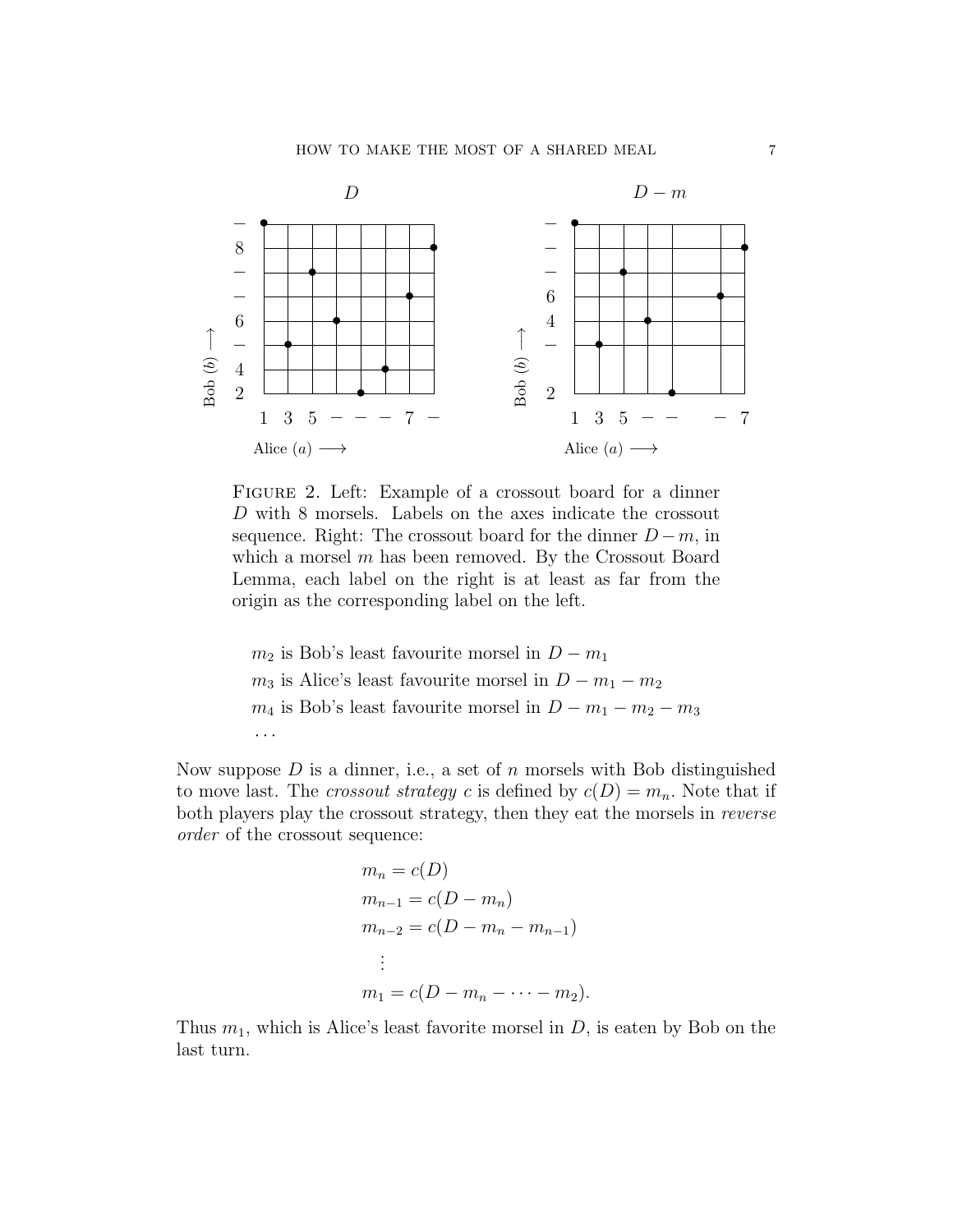FIGURE 2. Left: Example of a crossout board for a dinner $D$ with 8 morsels. Labels on the axes indicate the crossout sequence. Right: The crossout board for the dinner $D - m$, in which a morsel $m$ has been removed. By the Crossout Board Lemma, each label on the right is at least as far from the origin as the corresponding label on the left.

$m_2$ is Bob's least favourite morsel in $D - m_1$

$m_3$ is Alice's least favourite morsel in $D - m_1 - m_2$

$m_4$ is Bob's least favourite morsel in $D - m_1 - m_2 - m_3$

$\cdots$

Now suppose $D$ is a dinner, i.e., a set of $n$ morsels with Bob distinguished to move last. The *crossout strategy* $c$ is defined by $c(D) = m_n$. Note that if both players play the crossout strategy, then they eat the morsels in *reverse order* of the crossout sequence:

$$
\begin{aligned}
m_n &= c(D) \\
m_{n-1} &= c(D - m_n) \\
m_{n-2} &= c(D - m_n - m_{n-1}) \\
&\vdots \\
m_1 &= c(D - m_n - \cdots - m_2).
\end{aligned}
$$

Thus $m_1$, which is Alice's least favorite morsel in $D$, is eaten by Bob on the last turn.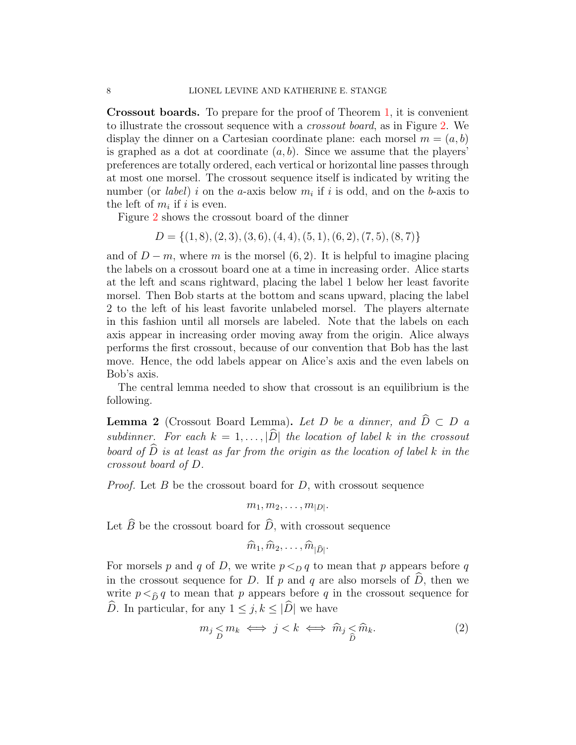**Crossout boards.** To prepare for the proof of Theorem 1, it is convenient to illustrate the crossout sequence with a *crossout board*, as in Figure 2. We display the dinner on a Cartesian coordinate plane: each morsel $m = (a, b)$ is graphed as a dot at coordinate $(a, b)$. Since we assume that the players' preferences are totally ordered, each vertical or horizontal line passes through at most one morsel. The crossout sequence itself is indicated by writing the number (or *label*) $i$ on the $a$-axis below $m_i$ if $i$ is odd, and on the $b$-axis to the left of $m_i$ if $i$ is even.

Figure 2 shows the crossout board of the dinner

$$D = \{(1, 8), (2, 3), (3, 6), (4, 4), (5, 1), (6, 2), (7, 5), (8, 7)\}$$

and of $D - m$, where $m$ is the morsel $(6, 2)$. It is helpful to imagine placing the labels on a crossout board one at a time in increasing order. Alice starts at the left and scans rightward, placing the label 1 below her least favorite morsel. Then Bob starts at the bottom and scans upward, placing the label 2 to the left of his least favorite unlabeled morsel. The players alternate in this fashion until all morsels are labeled. Note that the labels on each axis appear in increasing order moving away from the origin. Alice always performs the first crossout, because of our convention that Bob has the last move. Hence, the odd labels appear on Alice's axis and the even labels on Bob's axis.

The central lemma needed to show that crossout is an equilibrium is the following.

**Lemma 2** (Crossout Board Lemma). *Let $D$ be a dinner, and $\widehat{D} \subset D$ a subdinner. For each $k = 1, \ldots, |\widehat{D}|$ the location of label $k$ in the crossout board of $\widehat{D}$ is at least as far from the origin as the location of label $k$ in the crossout board of $D$.*

*Proof.* Let $B$ be the crossout board for $D$, with crossout sequence

$$m_1, m_2, \ldots, m_{|D|}.$$

Let $\widehat{B}$ be the crossout board for $\widehat{D}$, with crossout sequence

$$\widehat{m}_1, \widehat{m}_2, \ldots, \widehat{m}_{|\widehat{D}|}.$$

For morsels $p$ and $q$ of $D$, we write $p <_D q$ to mean that $p$ appears before $q$ in the crossout sequence for $D$. If $p$ and $q$ are also morsels of $\widehat{D}$, then we write $p <_{\widehat{D}} q$ to mean that $p$ appears before $q$ in the crossout sequence for $\widehat{D}$. In particular, for any $1 \leq j, k \leq |\widehat{D}|$ we have

$$m_j \underset{D}{<} m_k \iff j < k \iff \widehat{m}_j \underset{\widehat{D}}{<} \widehat{m}_k. \tag{2}$$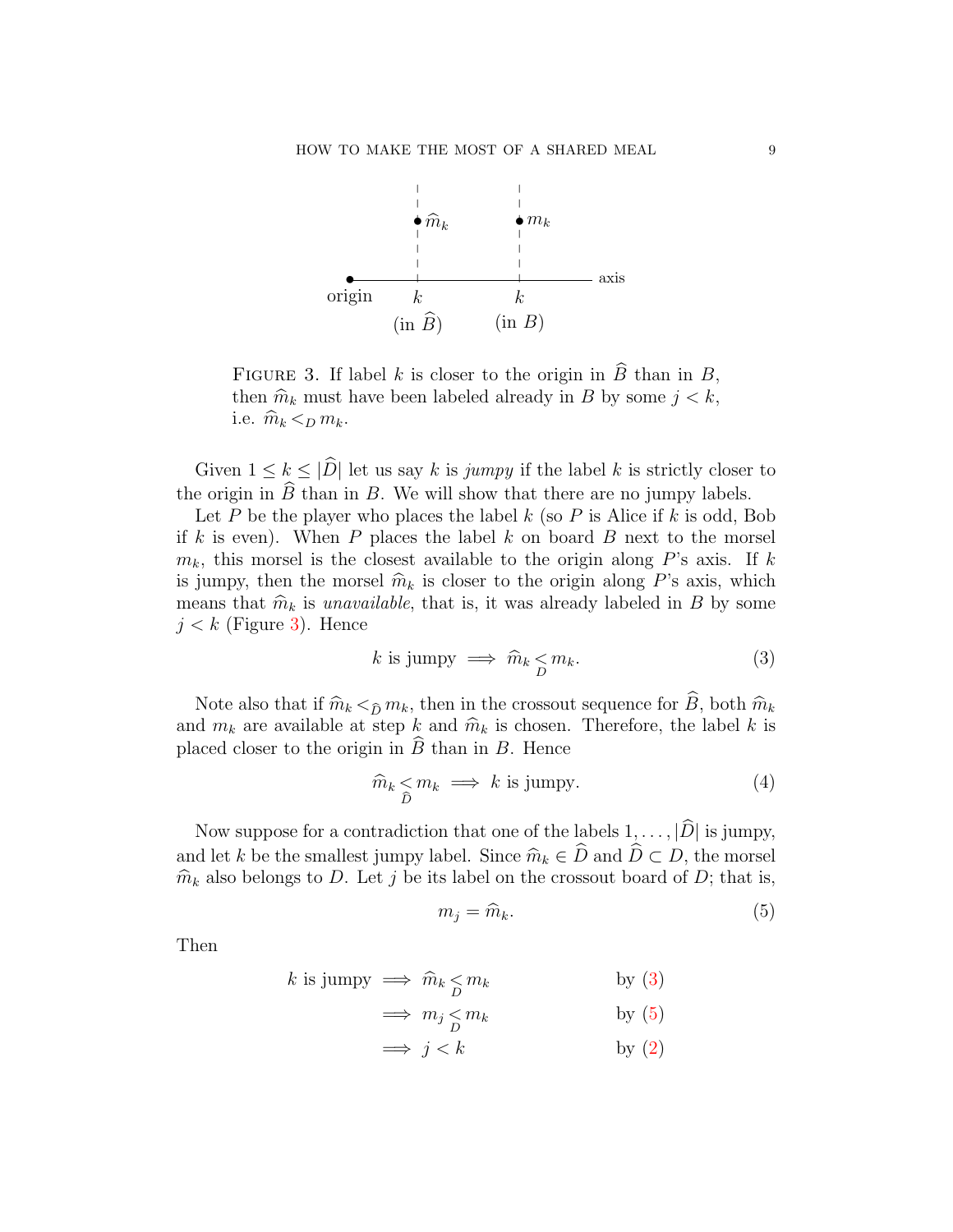FIGURE 3. If label $k$ is closer to the origin in $\widehat{B}$ than in $B$, then $\widehat{m}_k$ must have been labeled already in $B$ by some $j < k$, i.e. $\widehat{m}_k <_D m_k$.

Given $1 \le k \le |\widehat{D}|$ let us say $k$ is *jumpy* if the label $k$ is strictly closer to the origin in $\widehat{B}$ than in $B$. We will show that there are no jumpy labels.

Let $P$ be the player who places the label $k$ (so $P$ is Alice if $k$ is odd, Bob if $k$ is even). When $P$ places the label $k$ on board $B$ next to the morsel $m_k$, this morsel is the closest available to the origin along $P$'s axis. If $k$ is jumpy, then the morsel $\widehat{m}_k$ is closer to the origin along $P$'s axis, which means that $\widehat{m}_k$ is *unavailable*, that is, it was already labeled in $B$ by some $j < k$ (Figure 3). Hence

$$k \text{ is jumpy} \implies \widehat{m}_k \underset{D}{<} m_k. \tag{3}$$

Note also that if $\widehat{m}_k <_{\widehat{D}} m_k$, then in the crossout sequence for $\widehat{B}$, both $\widehat{m}_k$ and $m_k$ are available at step $k$ and $\widehat{m}_k$ is chosen. Therefore, the label $k$ is placed closer to the origin in $\widehat{B}$ than in $B$. Hence

$$\widehat{m}_k \underset{\widehat{D}}{<} m_k \implies k \text{ is jumpy}. \tag{4}$$

Now suppose for a contradiction that one of the labels $1, \ldots, |\widehat{D}|$ is jumpy, and let $k$ be the smallest jumpy label. Since $\widehat{m}_k \in \widehat{D}$ and $\widehat{D} \subset D$, the morsel $\widehat{m}_k$ also belongs to $D$. Let $j$ be its label on the crossout board of $D$; that is,

$$m_j = \widehat{m}_k. \tag{5}$$

Then

$$
\begin{aligned}
k \text{ is jumpy} &\implies \widehat{m}_k \underset{D}{<} m_k && \text{by (3)} \\
&\implies m_j \underset{D}{<} m_k && \text{by (5)} \\
&\implies j < k && \text{by (2)}
\end{aligned}
$$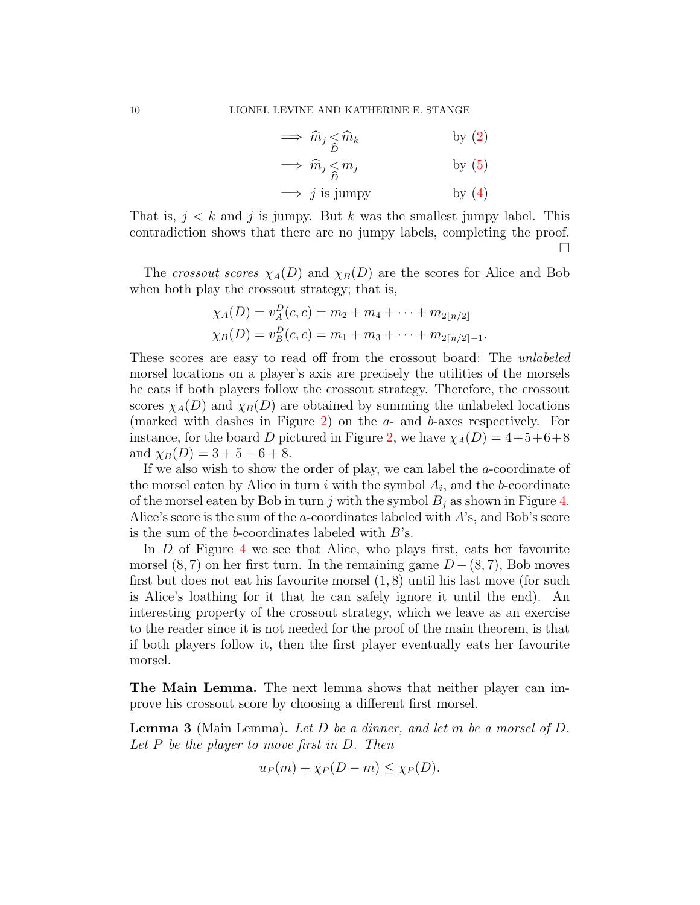$$\implies \widehat{m}_j \underset{\widehat{D}}{<} \widehat{m}_k \qquad \text{by (2)}$$

$$\implies \widehat{m}_j \underset{\widehat{D}}{<} m_j \qquad \text{by (5)}$$

$$\implies j \text{ is jumpy} \qquad \text{by (4)}$$

That is, $j < k$ and $j$ is jumpy. But $k$ was the smallest jumpy label. This contradiction shows that there are no jumpy labels, completing the proof. □

The *crossout scores* $\chi_A(D)$ and $\chi_B(D)$ are the scores for Alice and Bob when both play the crossout strategy; that is,

$$\chi_A(D) = v_A^D(c,c) = m_2 + m_4 + \cdots + m_{2\lfloor n/2 \rfloor}$$

$$\chi_B(D) = v_B^D(c,c) = m_1 + m_3 + \cdots + m_{2\lceil n/2 \rceil - 1}.$$

These scores are easy to read off from the crossout board: The *unlabeled* morsel locations on a player's axis are precisely the utilities of the morsels he eats if both players follow the crossout strategy. Therefore, the crossout scores $\chi_A(D)$ and $\chi_B(D)$ are obtained by summing the unlabeled locations (marked with dashes in Figure 2) on the $a$- and $b$-axes respectively. For instance, for the board $D$ pictured in Figure 2, we have $\chi_A(D) = 4+5+6+8$ and $\chi_B(D) = 3+5+6+8$.

If we also wish to show the order of play, we can label the $a$-coordinate of the morsel eaten by Alice in turn $i$ with the symbol $A_i$, and the $b$-coordinate of the morsel eaten by Bob in turn $j$ with the symbol $B_j$ as shown in Figure 4. Alice's score is the sum of the $a$-coordinates labeled with $A$'s, and Bob's score is the sum of the $b$-coordinates labeled with $B$'s.

In $D$ of Figure 4 we see that Alice, who plays first, eats her favourite morsel $(8,7)$ on her first turn. In the remaining game $D-(8,7)$, Bob moves first but does not eat his favourite morsel $(1,8)$ until his last move (for such is Alice's loathing for it that he can safely ignore it until the end). An interesting property of the crossout strategy, which we leave as an exercise to the reader since it is not needed for the proof of the main theorem, is that if both players follow it, then the first player eventually eats her favourite morsel.

**The Main Lemma.** The next lemma shows that neither player can improve his crossout score by choosing a different first morsel.

**Lemma 3** (Main Lemma)**.** *Let $D$ be a dinner, and let $m$ be a morsel of $D$. Let $P$ be the player to move first in $D$. Then*

$$u_P(m) + \chi_P(D-m) \leq \chi_P(D).$$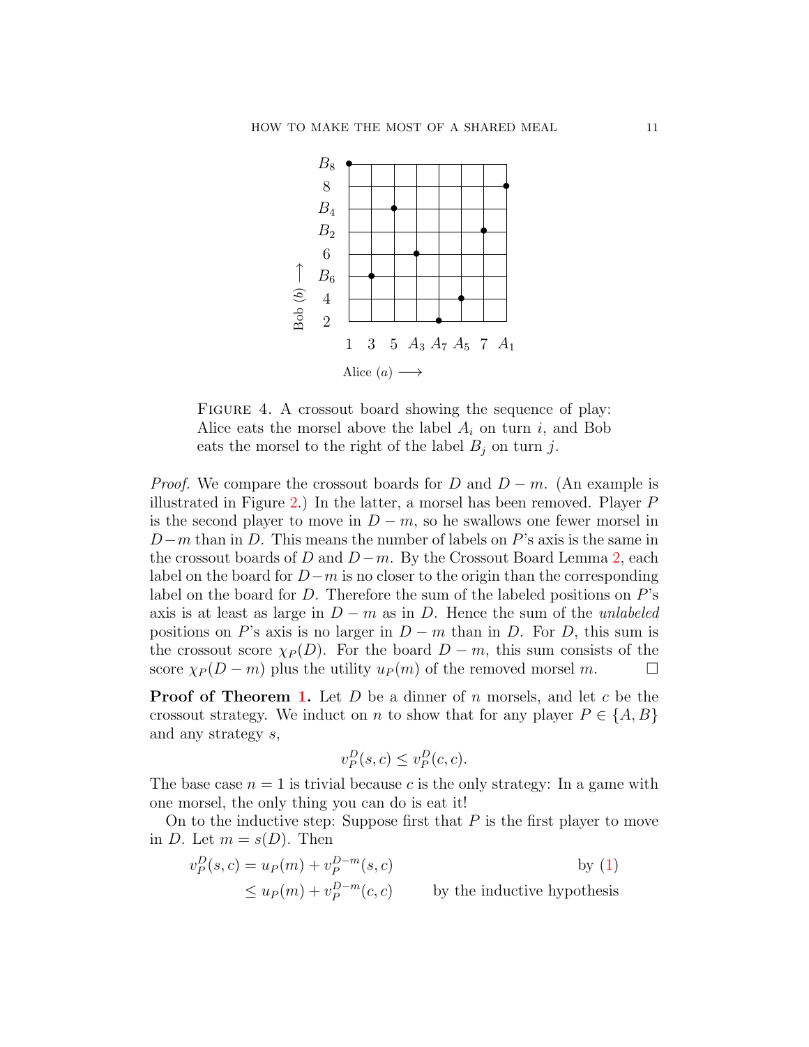FIGURE 4. A crossout board showing the sequence of play: Alice eats the morsel above the label $A_i$ on turn $i$, and Bob eats the morsel to the right of the label $B_j$ on turn $j$.

*Proof.* We compare the crossout boards for $D$ and $D - m$. (An example is illustrated in Figure 2.) In the latter, a morsel has been removed. Player $P$ is the second player to move in $D - m$, so he swallows one fewer morsel in $D - m$ than in $D$. This means the number of labels on $P$'s axis is the same in the crossout boards of $D$ and $D - m$. By the Crossout Board Lemma 2, each label on the board for $D - m$ is no closer to the origin than the corresponding label on the board for $D$. Therefore the sum of the labeled positions on $P$'s axis is at least as large in $D - m$ as in $D$. Hence the sum of the *unlabeled* positions on $P$'s axis is no larger in $D - m$ than in $D$. For $D$, this sum is the crossout score $\chi_P(D)$. For the board $D - m$, this sum consists of the score $\chi_P(D - m)$ plus the utility $u_P(m)$ of the removed morsel $m$. $\square$

**Proof of Theorem 1.** Let $D$ be a dinner of $n$ morsels, and let $c$ be the crossout strategy. We induct on $n$ to show that for any player $P \in \{A, B\}$ and any strategy $s$,

$$v_P^D(s, c) \leq v_P^D(c, c).$$

The base case $n = 1$ is trivial because $c$ is the only strategy: In a game with one morsel, the only thing you can do is eat it!

On to the inductive step: Suppose first that $P$ is the first player to move in $D$. Let $m = s(D)$. Then

$$\begin{aligned} v_P^D(s, c) &= u_P(m) + v_P^{D-m}(s, c) && \text{by (1)} \\ &\leq u_P(m) + v_P^{D-m}(c, c) && \text{by the inductive hypothesis} \end{aligned}$$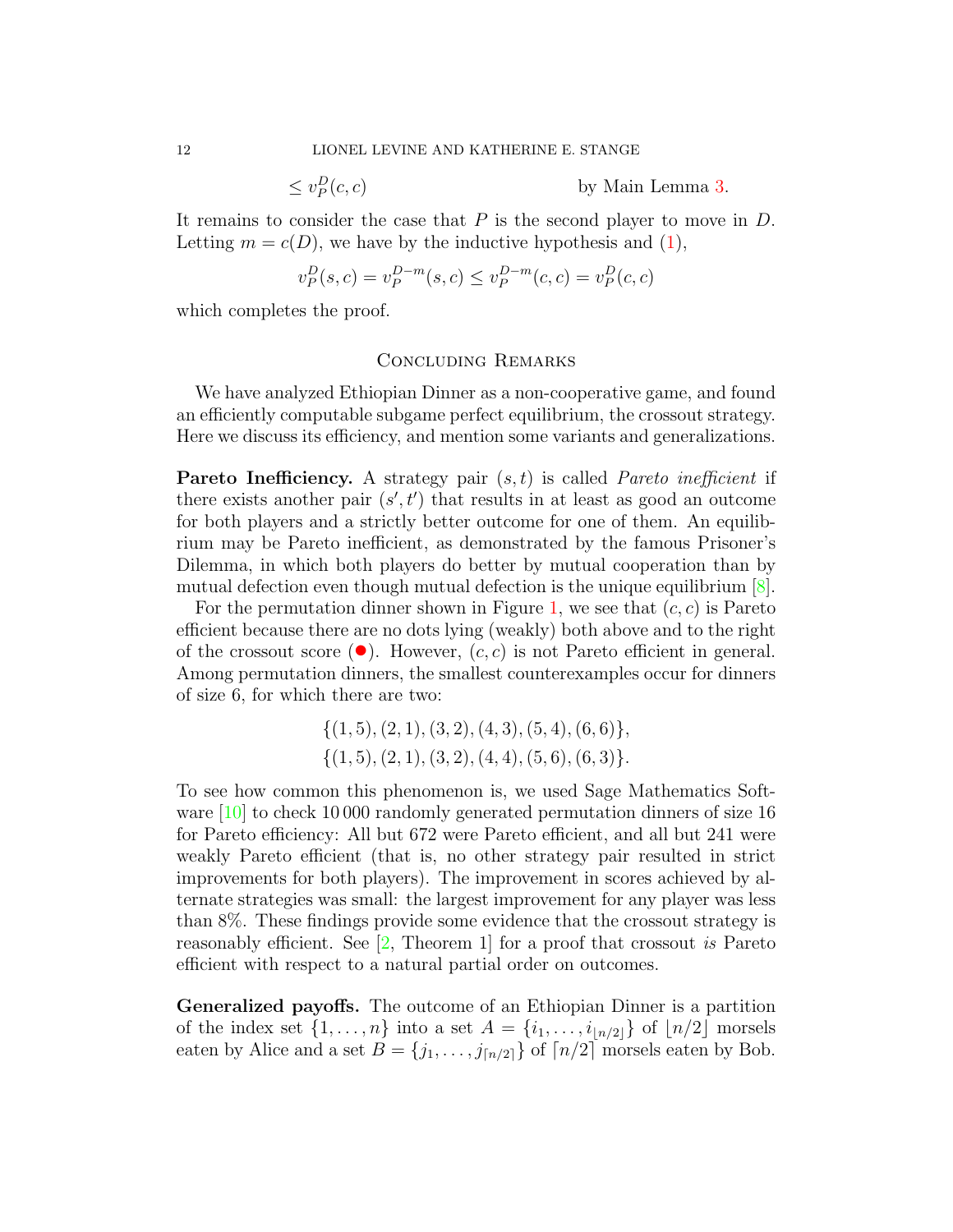$$\leq v_P^D(c,c) \qquad \text{by Main Lemma 3.}$$

It remains to consider the case that $P$ is the second player to move in $D$. Letting $m = c(D)$, we have by the inductive hypothesis and (1),

$$v_P^D(s,c) = v_P^{D-m}(s,c) \leq v_P^{D-m}(c,c) = v_P^D(c,c)$$

which completes the proof.

## Concluding Remarks

We have analyzed Ethiopian Dinner as a non-cooperative game, and found an efficiently computable subgame perfect equilibrium, the crossout strategy. Here we discuss its efficiency, and mention some variants and generalizations.

**Pareto Inefficiency.** A strategy pair $(s,t)$ is called *Pareto inefficient* if there exists another pair $(s',t')$ that results in at least as good an outcome for both players and a strictly better outcome for one of them. An equilibrium may be Pareto inefficient, as demonstrated by the famous Prisoner's Dilemma, in which both players do better by mutual cooperation than by mutual defection even though mutual defection is the unique equilibrium [8].

For the permutation dinner shown in Figure 1, we see that $(c,c)$ is Pareto efficient because there are no dots lying (weakly) both above and to the right of the crossout score (●). However, $(c,c)$ is not Pareto efficient in general. Among permutation dinners, the smallest counterexamples occur for dinners of size 6, for which there are two:

$$\{(1,5),(2,1),(3,2),(4,3),(5,4),(6,6)\},$$
$$\{(1,5),(2,1),(3,2),(4,4),(5,6),(6,3)\}.$$

To see how common this phenomenon is, we used Sage Mathematics Software [10] to check 10 000 randomly generated permutation dinners of size 16 for Pareto efficiency: All but 672 were Pareto efficient, and all but 241 were weakly Pareto efficient (that is, no other strategy pair resulted in strict improvements for both players). The improvement in scores achieved by alternate strategies was small: the largest improvement for any player was less than 8%. These findings provide some evidence that the crossout strategy is reasonably efficient. See [2, Theorem 1] for a proof that crossout *is* Pareto efficient with respect to a natural partial order on outcomes.

**Generalized payoffs.** The outcome of an Ethiopian Dinner is a partition of the index set $\{1,\ldots,n\}$ into a set $A = \{i_1,\ldots,i_{\lfloor n/2 \rfloor}\}$ of $\lfloor n/2 \rfloor$ morsels eaten by Alice and a set $B = \{j_1,\ldots,j_{\lceil n/2 \rceil}\}$ of $\lceil n/2 \rceil$ morsels eaten by Bob.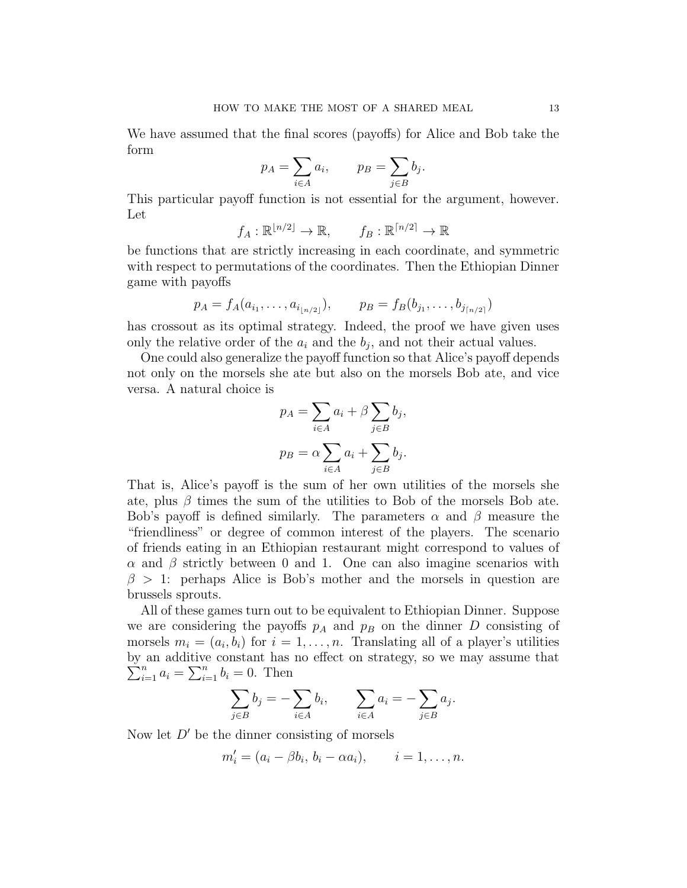We have assumed that the final scores (payoffs) for Alice and Bob take the form

$$p_A = \sum_{i \in A} a_i, \qquad p_B = \sum_{j \in B} b_j.$$

This particular payoff function is not essential for the argument, however. Let

$$f_A : \mathbb{R}^{\lfloor n/2 \rfloor} \to \mathbb{R}, \qquad f_B : \mathbb{R}^{\lceil n/2 \rceil} \to \mathbb{R}$$

be functions that are strictly increasing in each coordinate, and symmetric with respect to permutations of the coordinates. Then the Ethiopian Dinner game with payoffs

$$p_A = f_A(a_{i_1}, \ldots, a_{i_{\lfloor n/2 \rfloor}}), \qquad p_B = f_B(b_{j_1}, \ldots, b_{j_{\lceil n/2 \rceil}})$$

has crossout as its optimal strategy. Indeed, the proof we have given uses only the relative order of the $a_i$ and the $b_j$, and not their actual values.

One could also generalize the payoff function so that Alice's payoff depends not only on the morsels she ate but also on the morsels Bob ate, and vice versa. A natural choice is

$$p_A = \sum_{i \in A} a_i + \beta \sum_{j \in B} b_j,$$

$$p_B = \alpha \sum_{i \in A} a_i + \sum_{j \in B} b_j.$$

That is, Alice's payoff is the sum of her own utilities of the morsels she ate, plus $\beta$ times the sum of the utilities to Bob of the morsels Bob ate. Bob's payoff is defined similarly. The parameters $\alpha$ and $\beta$ measure the "friendliness" or degree of common interest of the players. The scenario of friends eating in an Ethiopian restaurant might correspond to values of $\alpha$ and $\beta$ strictly between 0 and 1. One can also imagine scenarios with $\beta > 1$: perhaps Alice is Bob's mother and the morsels in question are brussels sprouts.

All of these games turn out to be equivalent to Ethiopian Dinner. Suppose we are considering the payoffs $p_A$ and $p_B$ on the dinner $D$ consisting of morsels $m_i = (a_i, b_i)$ for $i = 1, \ldots, n$. Translating all of a player's utilities by an additive constant has no effect on strategy, so we may assume that $\sum_{i=1}^n a_i = \sum_{i=1}^n b_i = 0$. Then

$$\sum_{j \in B} b_j = -\sum_{i \in A} b_i, \qquad \sum_{i \in A} a_i = -\sum_{j \in B} a_j.$$

Now let $D'$ be the dinner consisting of morsels

$$m'_i = (a_i - \beta b_i,\, b_i - \alpha a_i), \qquad i = 1, \ldots, n.$$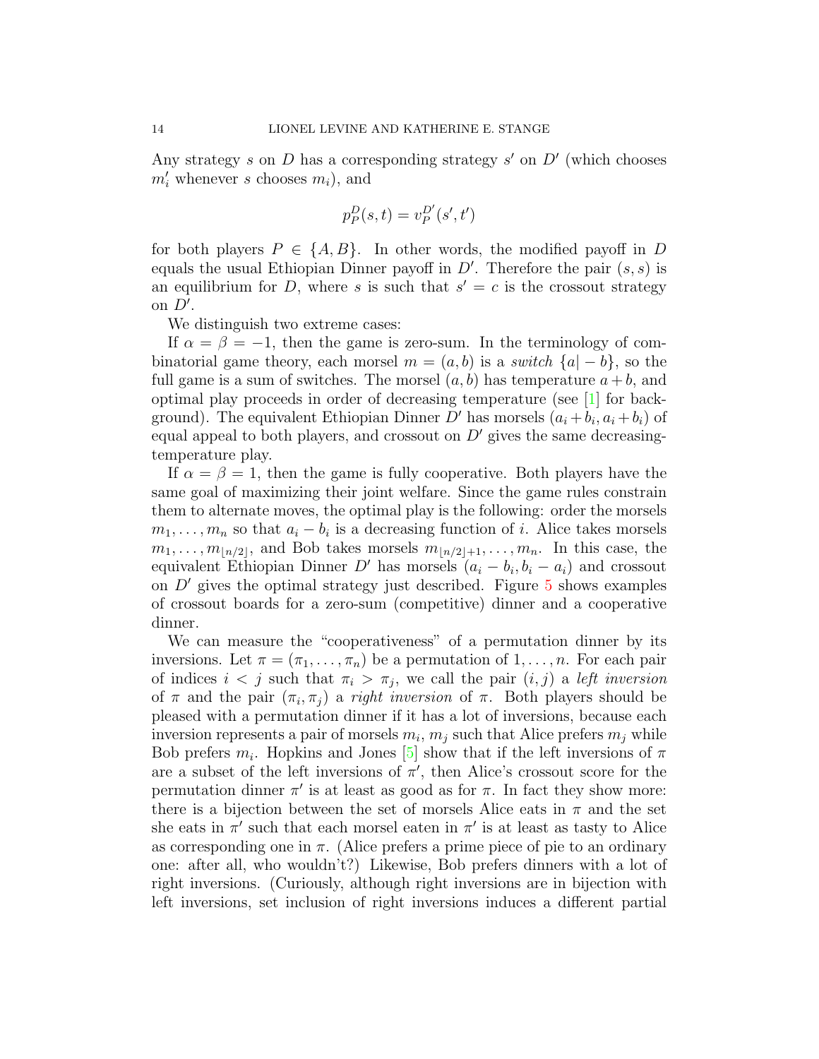Any strategy $s$ on $D$ has a corresponding strategy $s'$ on $D'$ (which chooses $m'_i$ whenever $s$ chooses $m_i$), and

$$p_P^D(s,t) = v_P^{D'}(s',t')$$

for both players $P \in \{A, B\}$. In other words, the modified payoff in $D$ equals the usual Ethiopian Dinner payoff in $D'$. Therefore the pair $(s,s)$ is an equilibrium for $D$, where $s$ is such that $s' = c$ is the crossout strategy on $D'$.

We distinguish two extreme cases:

If $\alpha = \beta = -1$, then the game is zero-sum. In the terminology of combinatorial game theory, each morsel $m = (a,b)$ is a *switch* $\{a | -b\}$, so the full game is a sum of switches. The morsel $(a,b)$ has temperature $a+b$, and optimal play proceeds in order of decreasing temperature (see [1] for background). The equivalent Ethiopian Dinner $D'$ has morsels $(a_i + b_i, a_i + b_i)$ of equal appeal to both players, and crossout on $D'$ gives the same decreasing-temperature play.

If $\alpha = \beta = 1$, then the game is fully cooperative. Both players have the same goal of maximizing their joint welfare. Since the game rules constrain them to alternate moves, the optimal play is the following: order the morsels $m_1, \dots, m_n$ so that $a_i - b_i$ is a decreasing function of $i$. Alice takes morsels $m_1, \dots, m_{\lfloor n/2 \rfloor}$, and Bob takes morsels $m_{\lfloor n/2 \rfloor + 1}, \dots, m_n$. In this case, the equivalent Ethiopian Dinner $D'$ has morsels $(a_i - b_i, b_i - a_i)$ and crossout on $D'$ gives the optimal strategy just described. Figure 5 shows examples of crossout boards for a zero-sum (competitive) dinner and a cooperative dinner.

We can measure the "cooperativeness" of a permutation dinner by its inversions. Let $\pi = (\pi_1, \dots, \pi_n)$ be a permutation of $1, \dots, n$. For each pair of indices $i < j$ such that $\pi_i > \pi_j$, we call the pair $(i,j)$ a *left inversion* of $\pi$ and the pair $(\pi_i, \pi_j)$ a *right inversion* of $\pi$. Both players should be pleased with a permutation dinner if it has a lot of inversions, because each inversion represents a pair of morsels $m_i, m_j$ such that Alice prefers $m_j$ while Bob prefers $m_i$. Hopkins and Jones [5] show that if the left inversions of $\pi$ are a subset of the left inversions of $\pi'$, then Alice's crossout score for the permutation dinner $\pi'$ is at least as good as for $\pi$. In fact they show more: there is a bijection between the set of morsels Alice eats in $\pi$ and the set she eats in $\pi'$ such that each morsel eaten in $\pi'$ is at least as tasty to Alice as corresponding one in $\pi$. (Alice prefers a prime piece of pie to an ordinary one: after all, who wouldn't?) Likewise, Bob prefers dinners with a lot of right inversions. (Curiously, although right inversions are in bijection with left inversions, set inclusion of right inversions induces a different partial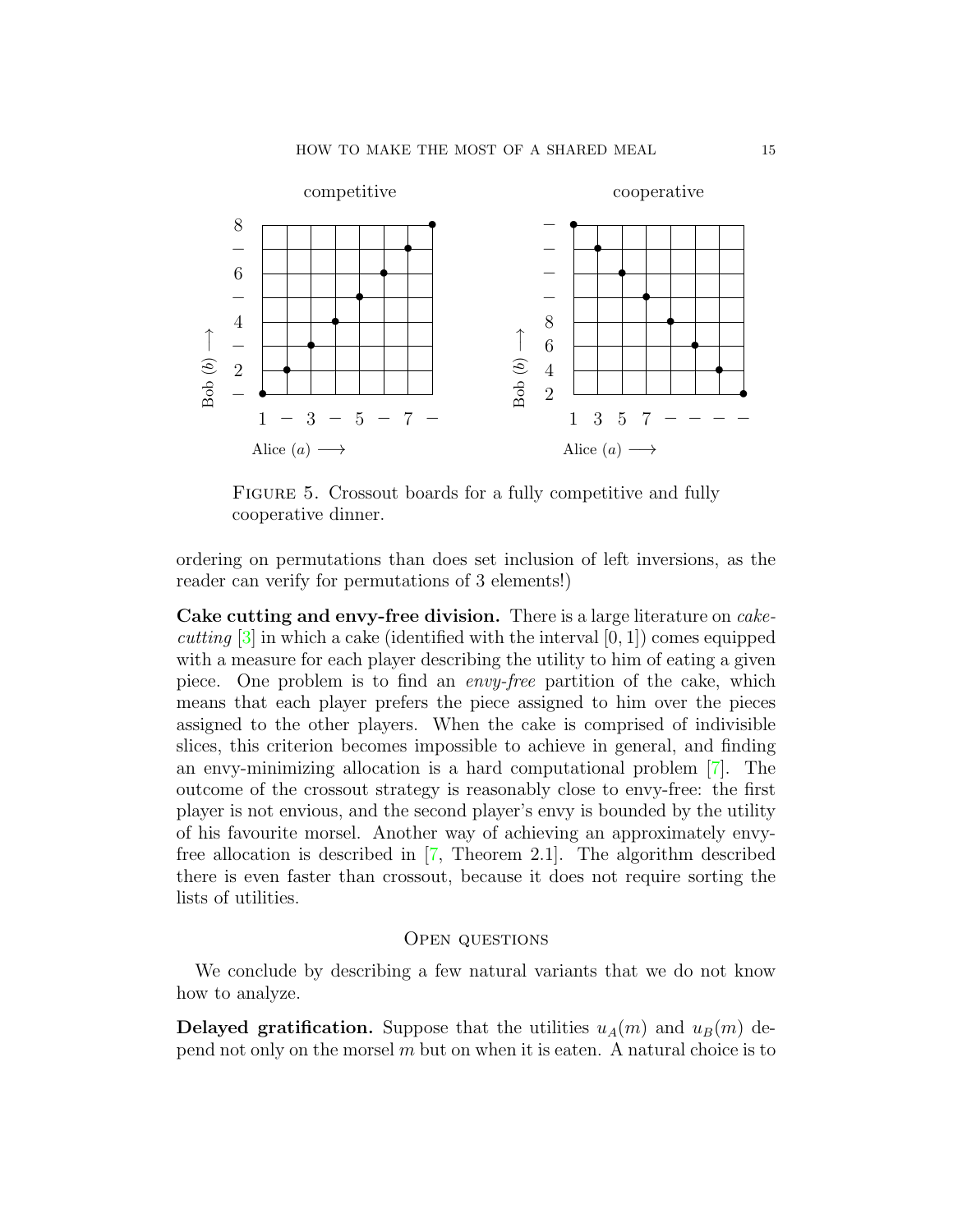FIGURE 5. Crossout boards for a fully competitive and fully cooperative dinner.

ordering on permutations than does set inclusion of left inversions, as the reader can verify for permutations of 3 elements!)

**Cake cutting and envy-free division.** There is a large literature on *cake-cutting* [3] in which a cake (identified with the interval $[0, 1]$) comes equipped with a measure for each player describing the utility to him of eating a given piece. One problem is to find an *envy-free* partition of the cake, which means that each player prefers the piece assigned to him over the pieces assigned to the other players. When the cake is comprised of indivisible slices, this criterion becomes impossible to achieve in general, and finding an envy-minimizing allocation is a hard computational problem [7]. The outcome of the crossout strategy is reasonably close to envy-free: the first player is not envious, and the second player's envy is bounded by the utility of his favourite morsel. Another way of achieving an approximately envy-free allocation is described in [7, Theorem 2.1]. The algorithm described there is even faster than crossout, because it does not require sorting the lists of utilities.

## Open questions

We conclude by describing a few natural variants that we do not know how to analyze.

**Delayed gratification.** Suppose that the utilities $u_A(m)$ and $u_B(m)$ depend not only on the morsel $m$ but on when it is eaten. A natural choice is to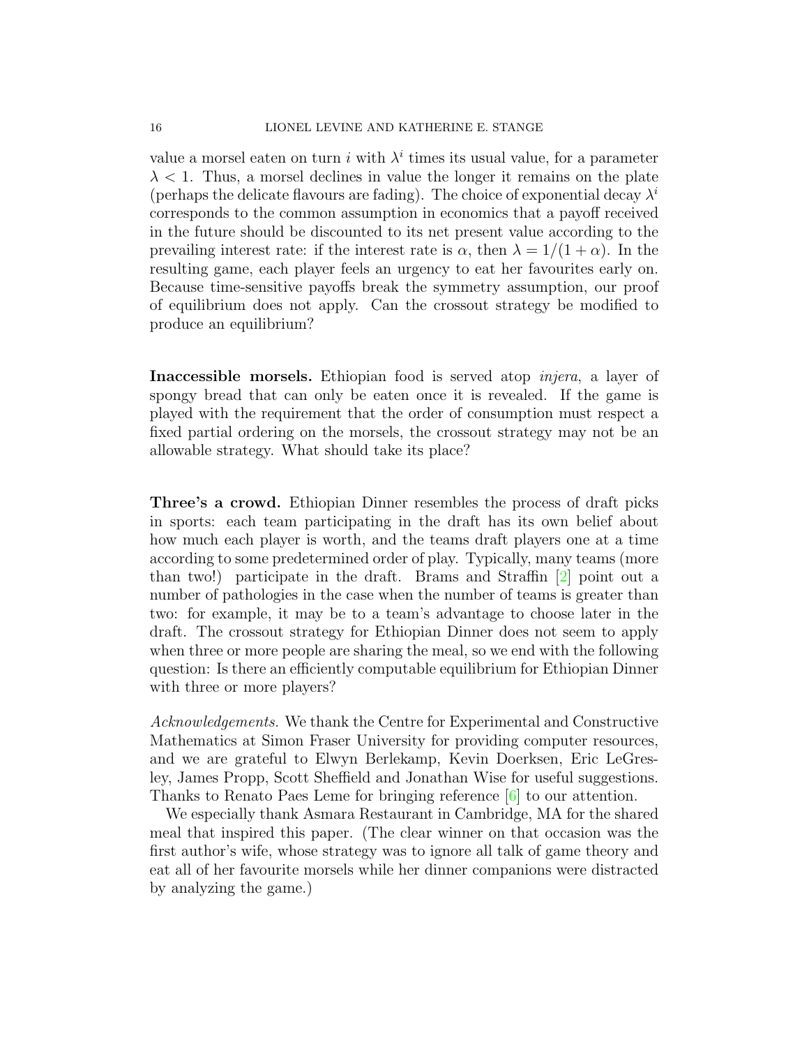value a morsel eaten on turn $i$ with $\lambda^i$ times its usual value, for a parameter $\lambda < 1$. Thus, a morsel declines in value the longer it remains on the plate (perhaps the delicate flavours are fading). The choice of exponential decay $\lambda^i$ corresponds to the common assumption in economics that a payoff received in the future should be discounted to its net present value according to the prevailing interest rate: if the interest rate is $\alpha$, then $\lambda = 1/(1 + \alpha)$. In the resulting game, each player feels an urgency to eat her favourites early on. Because time-sensitive payoffs break the symmetry assumption, our proof of equilibrium does not apply. Can the crossout strategy be modified to produce an equilibrium?

**Inaccessible morsels.** Ethiopian food is served atop *injera*, a layer of spongy bread that can only be eaten once it is revealed. If the game is played with the requirement that the order of consumption must respect a fixed partial ordering on the morsels, the crossout strategy may not be an allowable strategy. What should take its place?

**Three's a crowd.** Ethiopian Dinner resembles the process of draft picks in sports: each team participating in the draft has its own belief about how much each player is worth, and the teams draft players one at a time according to some predetermined order of play. Typically, many teams (more than two!) participate in the draft. Brams and Straffin [2] point out a number of pathologies in the case when the number of teams is greater than two: for example, it may be to a team's advantage to choose later in the draft. The crossout strategy for Ethiopian Dinner does not seem to apply when three or more people are sharing the meal, so we end with the following question: Is there an efficiently computable equilibrium for Ethiopian Dinner with three or more players?

*Acknowledgements.* We thank the Centre for Experimental and Constructive Mathematics at Simon Fraser University for providing computer resources, and we are grateful to Elwyn Berlekamp, Kevin Doerksen, Eric LeGresley, James Propp, Scott Sheffield and Jonathan Wise for useful suggestions. Thanks to Renato Paes Leme for bringing reference [6] to our attention.

We especially thank Asmara Restaurant in Cambridge, MA for the shared meal that inspired this paper. (The clear winner on that occasion was the first author's wife, whose strategy was to ignore all talk of game theory and eat all of her favourite morsels while her dinner companions were distracted by analyzing the game.)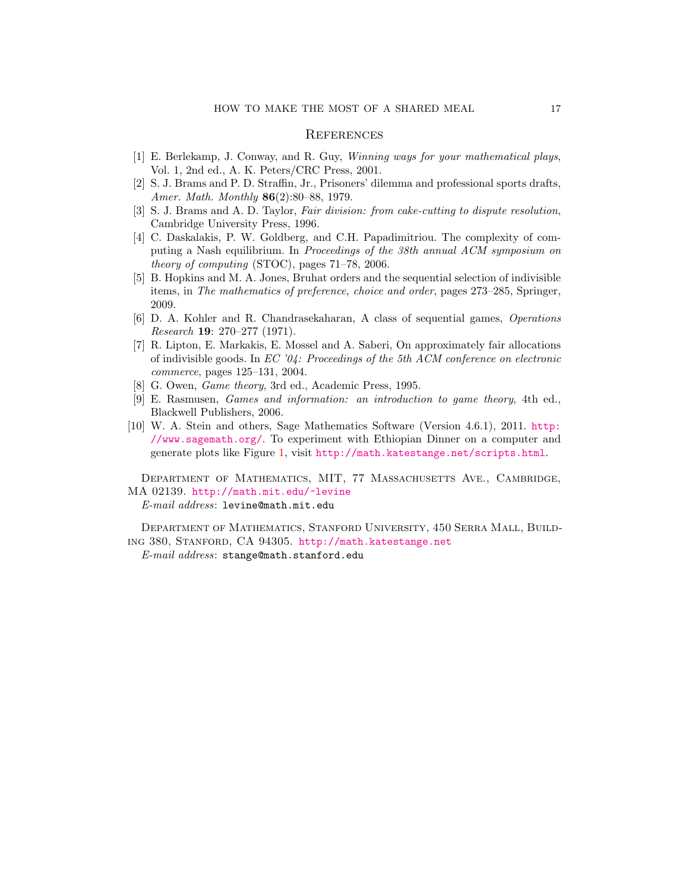## References

[1] E. Berlekamp, J. Conway, and R. Guy, *Winning ways for your mathematical plays*, Vol. 1, 2nd ed., A. K. Peters/CRC Press, 2001.

[2] S. J. Brams and P. D. Straffin, Jr., Prisoners' dilemma and professional sports drafts, *Amer. Math. Monthly* **86**(2):80–88, 1979.

[3] S. J. Brams and A. D. Taylor, *Fair division: from cake-cutting to dispute resolution*, Cambridge University Press, 1996.

[4] C. Daskalakis, P. W. Goldberg, and C.H. Papadimitriou. The complexity of computing a Nash equilibrium. In *Proceedings of the 38th annual ACM symposium on theory of computing* (STOC), pages 71–78, 2006.

[5] B. Hopkins and M. A. Jones, Bruhat orders and the sequential selection of indivisible items, in *The mathematics of preference, choice and order*, pages 273–285, Springer, 2009.

[6] D. A. Kohler and R. Chandrasekaharan, A class of sequential games, *Operations Research* **19**: 270–277 (1971).

[7] R. Lipton, E. Markakis, E. Mossel and A. Saberi, On approximately fair allocations of indivisible goods. In *EC '04: Proceedings of the 5th ACM conference on electronic commerce*, pages 125–131, 2004.

[8] G. Owen, *Game theory*, 3rd ed., Academic Press, 1995.

[9] E. Rasmusen, *Games and information: an introduction to game theory*, 4th ed., Blackwell Publishers, 2006.

[10] W. A. Stein and others, Sage Mathematics Software (Version 4.6.1), 2011. http://www.sagemath.org/. To experiment with Ethiopian Dinner on a computer and generate plots like Figure 1, visit http://math.katestange.net/scripts.html.

Department of Mathematics, MIT, 77 Massachusetts Ave., Cambridge, MA 02139. http://math.mit.edu/~levine

*E-mail address*: levine@math.mit.edu

Department of Mathematics, Stanford University, 450 Serra Mall, Building 380, Stanford, CA 94305. http://math.katestange.net

*E-mail address*: stange@math.stanford.edu